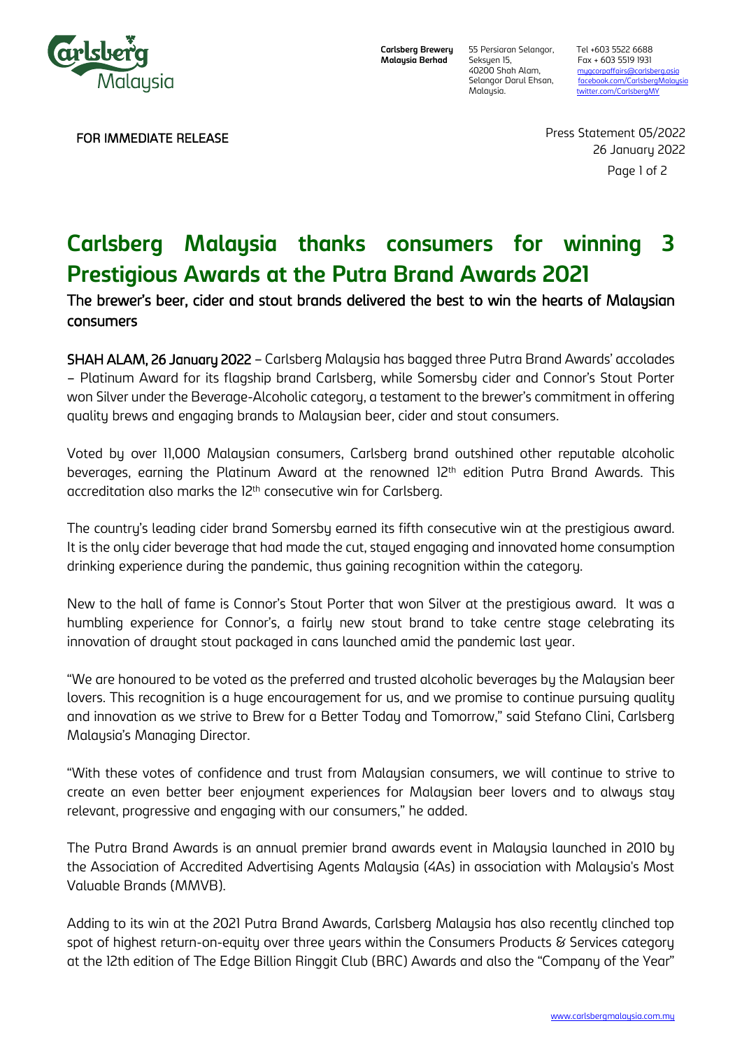Carlsberg Brewery Malaysia Berhad
55 Persiaran Selangor,
Seksyen 15,
40200 Shah Alam,
Selangor Darul Ehsan,
Malaysia.

Tel +603 5522 6688
Fax + 603 5519 1931
mycorpaffairs@carlsberg.asia
facebook.com/CarlsbergMalaysia
twitter.com/CarlsbergMY

FOR IMMEDIATE RELEASE

Press Statement 05/2022
26 January 2022

# Carlsberg Malaysia thanks consumers for winning 3 Prestigious Awards at the Putra Brand Awards 2021

## The brewer's beer, cider and stout brands delivered the best to win the hearts of Malaysian consumers

**SHAH ALAM, 26 January 2022** – Carlsberg Malaysia has bagged three Putra Brand Awards' accolades – Platinum Award for its flagship brand Carlsberg, while Somersby cider and Connor's Stout Porter won Silver under the Beverage-Alcoholic category, a testament to the brewer's commitment in offering quality brews and engaging brands to Malaysian beer, cider and stout consumers.

Voted by over 11,000 Malaysian consumers, Carlsberg brand outshined other reputable alcoholic beverages, earning the Platinum Award at the renowned 12th edition Putra Brand Awards. This accreditation also marks the 12th consecutive win for Carlsberg.

The country's leading cider brand Somersby earned its fifth consecutive win at the prestigious award. It is the only cider beverage that had made the cut, stayed engaging and innovated home consumption drinking experience during the pandemic, thus gaining recognition within the category.

New to the hall of fame is Connor's Stout Porter that won Silver at the prestigious award. It was a humbling experience for Connor's, a fairly new stout brand to take centre stage celebrating its innovation of draught stout packaged in cans launched amid the pandemic last year.

"We are honoured to be voted as the preferred and trusted alcoholic beverages by the Malaysian beer lovers. This recognition is a huge encouragement for us, and we promise to continue pursuing quality and innovation as we strive to Brew for a Better Today and Tomorrow," said Stefano Clini, Carlsberg Malaysia's Managing Director.

"With these votes of confidence and trust from Malaysian consumers, we will continue to strive to create an even better beer enjoyment experiences for Malaysian beer lovers and to always stay relevant, progressive and engaging with our consumers," he added.

The Putra Brand Awards is an annual premier brand awards event in Malaysia launched in 2010 by the Association of Accredited Advertising Agents Malaysia (4As) in association with Malaysia's Most Valuable Brands (MMVB).

Adding to its win at the 2021 Putra Brand Awards, Carlsberg Malaysia has also recently clinched top spot of highest return-on-equity over three years within the Consumers Products & Services category at the 12th edition of The Edge Billion Ringgit Club (BRC) Awards and also the "Company of the Year"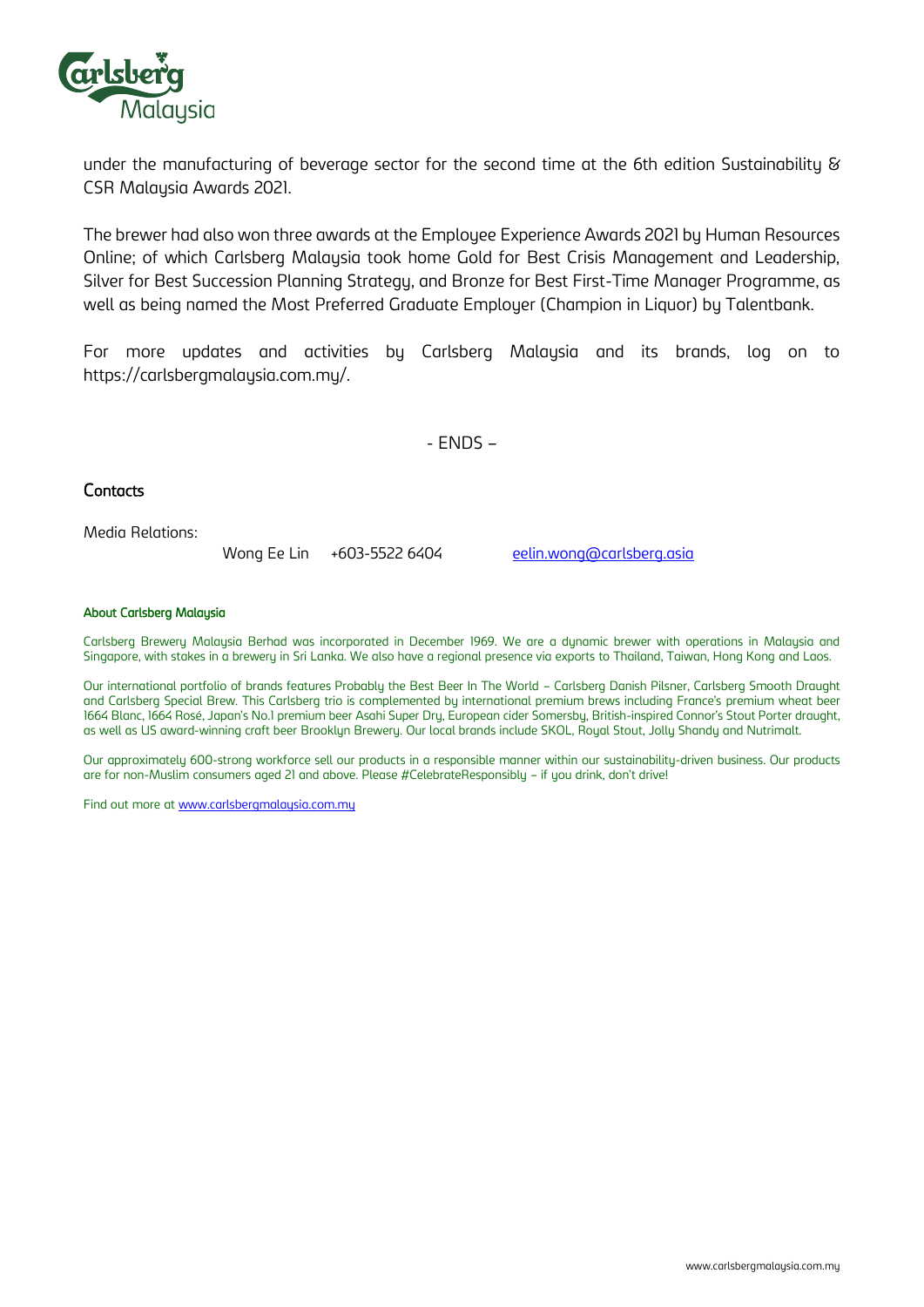under the manufacturing of beverage sector for the second time at the 6th edition Sustainability & CSR Malaysia Awards 2021.

The brewer had also won three awards at the Employee Experience Awards 2021 by Human Resources Online; of which Carlsberg Malaysia took home Gold for Best Crisis Management and Leadership, Silver for Best Succession Planning Strategy, and Bronze for Best First-Time Manager Programme, as well as being named the Most Preferred Graduate Employer (Champion in Liquor) by Talentbank.

For more updates and activities by Carlsberg Malaysia and its brands, log on to https://carlsbergmalaysia.com.my/.

- ENDS –

## Contacts

Media Relations:

Wong Ee Lin +603-5522 6404 eelin.wong@carlsberg.asia

#### About Carlsberg Malaysia

Carlsberg Brewery Malaysia Berhad was incorporated in December 1969. We are a dynamic brewer with operations in Malaysia and Singapore, with stakes in a brewery in Sri Lanka. We also have a regional presence via exports to Thailand, Taiwan, Hong Kong and Laos.

Our international portfolio of brands features Probably the Best Beer In The World – Carlsberg Danish Pilsner, Carlsberg Smooth Draught and Carlsberg Special Brew. This Carlsberg trio is complemented by international premium brews including France's premium wheat beer 1664 Blanc, 1664 Rosé, Japan's No.1 premium beer Asahi Super Dry, European cider Somersby, British-inspired Connor's Stout Porter draught, as well as US award-winning craft beer Brooklyn Brewery. Our local brands include SKOL, Royal Stout, Jolly Shandy and Nutrimalt.

Our approximately 600-strong workforce sell our products in a responsible manner within our sustainability-driven business. Our products are for non-Muslim consumers aged 21 and above. Please #CelebrateResponsibly – if you drink, don't drive!

Find out more at www.carlsbergmalaysia.com.my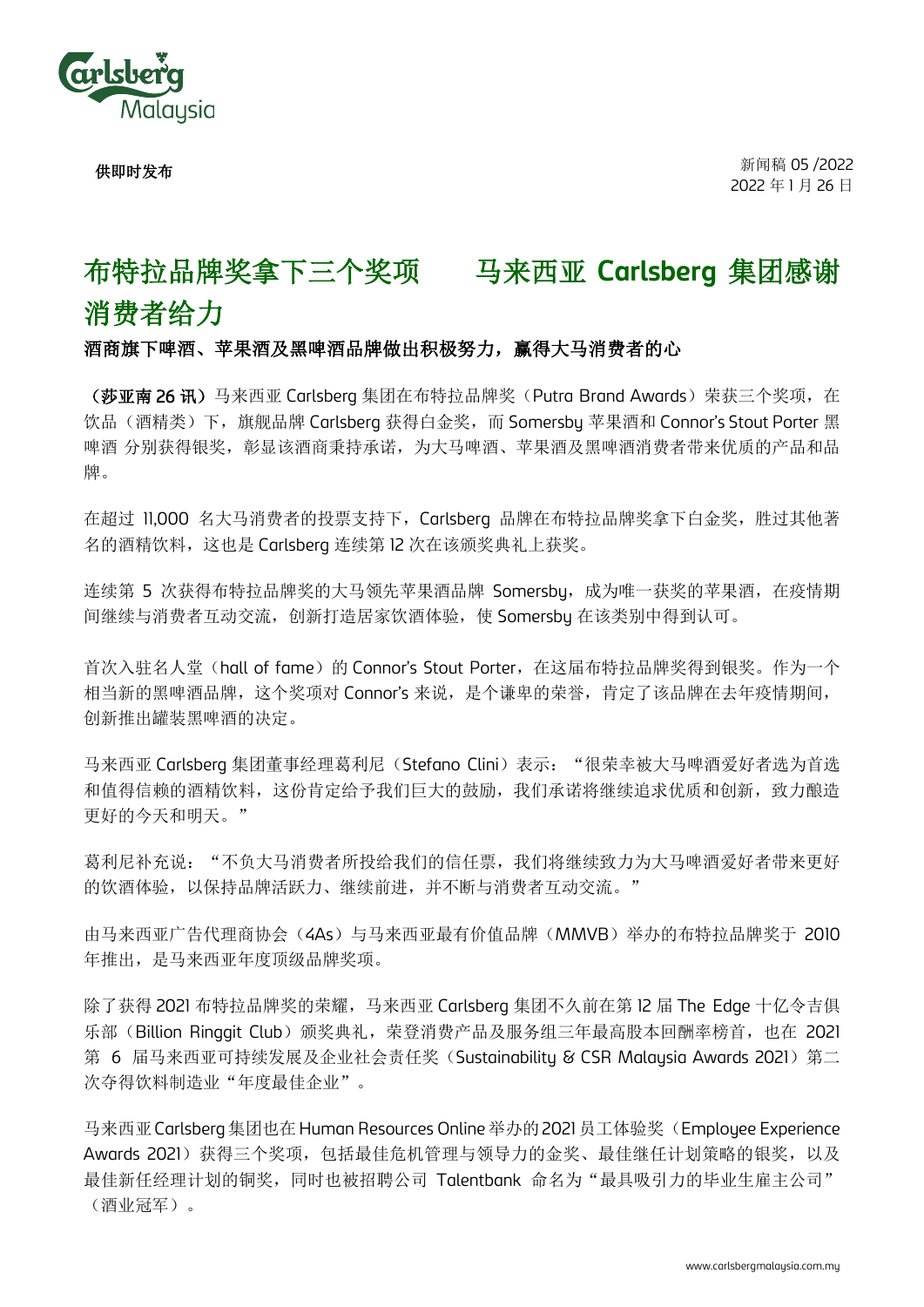**供即时发布**

新闻稿 05 /2022
2022 年 1 月 26 日

# 布特拉品牌奖拿下三个奖项　　马来西亚 Carlsberg 集团感谢消费者给力

**酒商旗下啤酒、苹果酒及黑啤酒品牌做出积极努力，赢得大马消费者的心**

**（莎亚南 26 讯）**马来西亚 Carlsberg 集团在布特拉品牌奖（Putra Brand Awards）荣获三个奖项，在饮品（酒精类）下，旗舰品牌 Carlsberg 获得白金奖，而 Somersby 苹果酒和 Connor's Stout Porter 黑啤酒 分别获得银奖，彰显该酒商秉持承诺，为大马啤酒、苹果酒及黑啤酒消费者带来优质的产品和品牌。

在超过 11,000 名大马消费者的投票支持下，Carlsberg 品牌在布特拉品牌奖拿下白金奖，胜过其他著名的酒精饮料，这也是 Carlsberg 连续第 12 次在该颁奖典礼上获奖。

连续第 5 次获得布特拉品牌奖的大马领先苹果酒品牌 Somersby，成为唯一获奖的苹果酒，在疫情期间继续与消费者互动交流，创新打造居家饮酒体验，使 Somersby 在该类别中得到认可。

首次入驻名人堂（hall of fame）的 Connor's Stout Porter，在这届布特拉品牌奖得到银奖。作为一个相当新的黑啤酒品牌，这个奖项对 Connor's 来说，是个谦卑的荣誉，肯定了该品牌在去年疫情期间，创新推出罐装黑啤酒的决定。

马来西亚 Carlsberg 集团董事经理葛利尼（Stefano Clini）表示：“很荣幸被大马啤酒爱好者选为首选和值得信赖的酒精饮料，这份肯定给予我们巨大的鼓励，我们承诺将继续追求优质和创新，致力酿造更好的今天和明天。”

葛利尼补充说：“不负大马消费者所投给我们的信任票，我们将继续致力为大马啤酒爱好者带来更好的饮酒体验，以保持品牌活跃力、继续前进，并不断与消费者互动交流。”

由马来西亚广告代理商协会（4As）与马来西亚最有价值品牌（MMVB）举办的布特拉品牌奖于 2010 年推出，是马来西亚年度顶级品牌奖项。

除了获得 2021 布特拉品牌奖的荣耀，马来西亚 Carlsberg 集团不久前在第 12 届 The Edge 十亿令吉俱乐部（Billion Ringgit Club）颁奖典礼，荣登消费产品及服务组三年最高股本回酬率榜首，也在 2021 第 6 届马来西亚可持续发展及企业社会责任奖（Sustainability & CSR Malaysia Awards 2021）第二次夺得饮料制造业“年度最佳企业”。

马来西亚 Carlsberg 集团也在 Human Resources Online 举办的 2021 员工体验奖（Employee Experience Awards 2021）获得三个奖项，包括最佳危机管理与领导力的金奖、最佳继任计划策略的银奖，以及最佳新任经理计划的铜奖，同时也被招聘公司 Talentbank 命名为“最具吸引力的毕业生雇主公司”（酒业冠军）。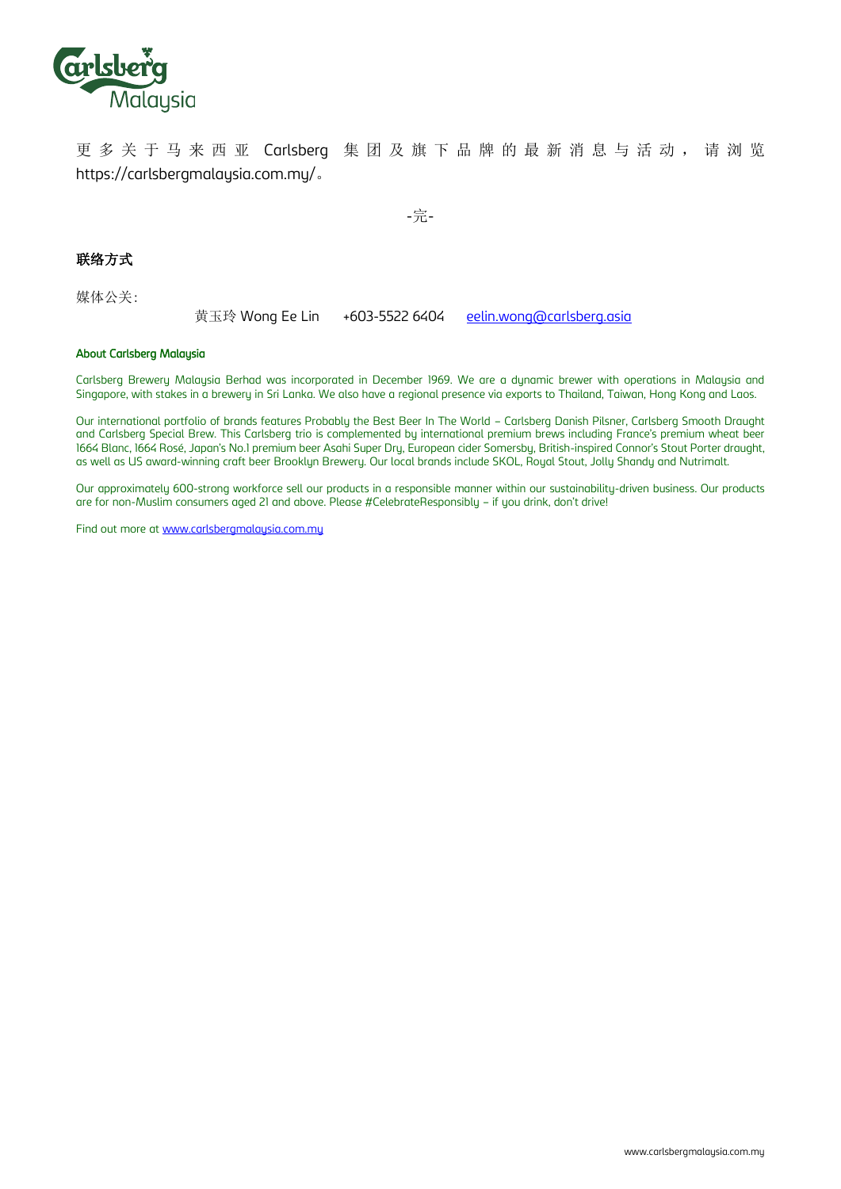更多关于马来西亚 Carlsberg 集团及旗下品牌的最新消息与活动，请浏览 https://carlsbergmalaysia.com.my/。

-完-

**联络方式**

媒体公关：

黄玉玲 Wong Ee Lin +603-5522 6404 eelin.wong@carlsberg.asia

**About Carlsberg Malaysia**

Carlsberg Brewery Malaysia Berhad was incorporated in December 1969. We are a dynamic brewer with operations in Malaysia and Singapore, with stakes in a brewery in Sri Lanka. We also have a regional presence via exports to Thailand, Taiwan, Hong Kong and Laos.

Our international portfolio of brands features Probably the Best Beer In The World – Carlsberg Danish Pilsner, Carlsberg Smooth Draught and Carlsberg Special Brew. This Carlsberg trio is complemented by international premium brews including France's premium wheat beer 1664 Blanc, 1664 Rosé, Japan's No.1 premium beer Asahi Super Dry, European cider Somersby, British-inspired Connor's Stout Porter draught, as well as US award-winning craft beer Brooklyn Brewery. Our local brands include SKOL, Royal Stout, Jolly Shandy and Nutrimalt.

Our approximately 600-strong workforce sell our products in a responsible manner within our sustainability-driven business. Our products are for non-Muslim consumers aged 21 and above. Please #CelebrateResponsibly – if you drink, don't drive!

Find out more at www.carlsbergmalaysia.com.my